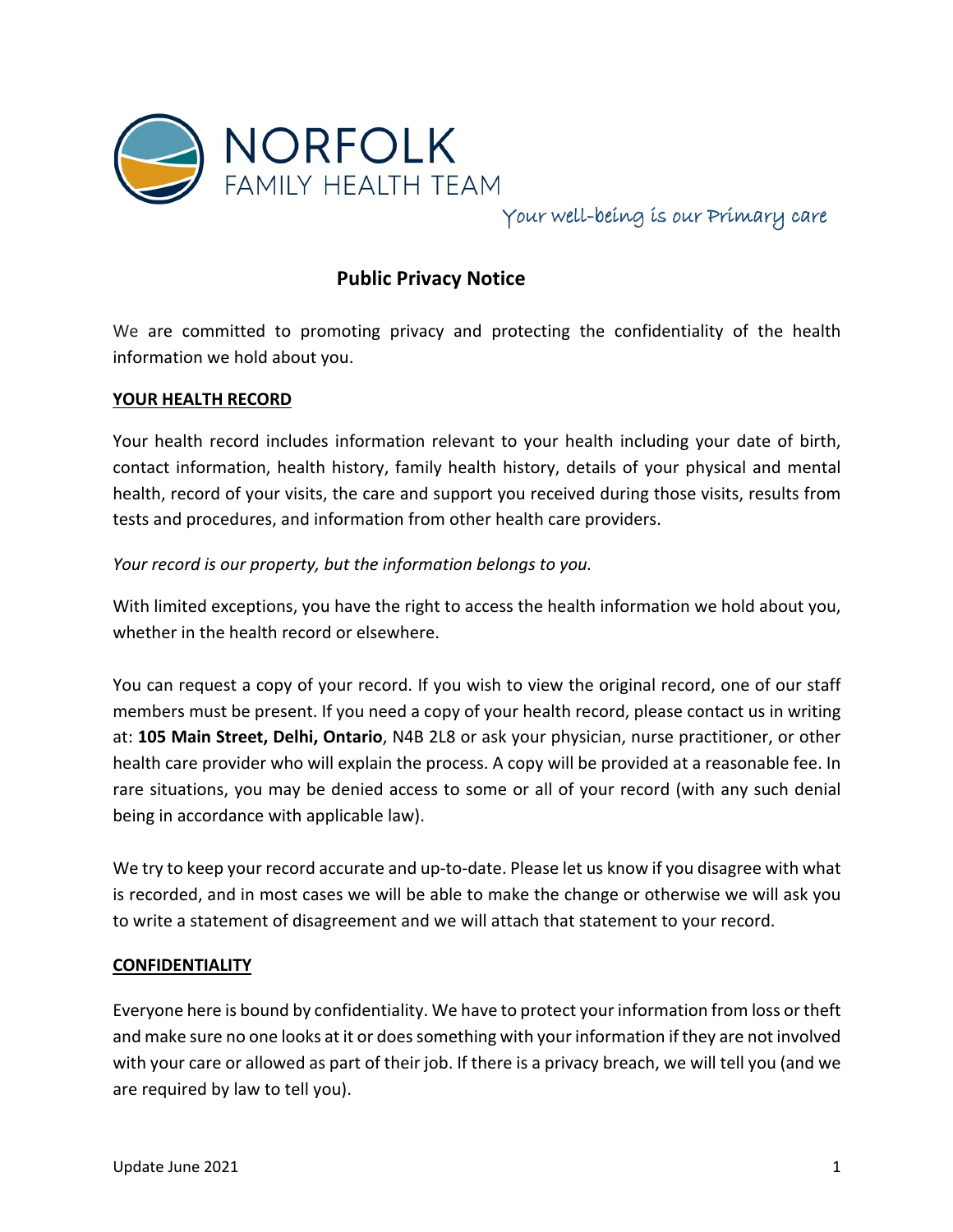NORFOLK
FAMILY HEALTH TEAM

*Your well-being is our Primary care*

# Public Privacy Notice

We are committed to promoting privacy and protecting the confidentiality of the health information we hold about you.

## YOUR HEALTH RECORD

Your health record includes information relevant to your health including your date of birth, contact information, health history, family health history, details of your physical and mental health, record of your visits, the care and support you received during those visits, results from tests and procedures, and information from other health care providers.

*Your record is our property, but the information belongs to you.*

With limited exceptions, you have the right to access the health information we hold about you, whether in the health record or elsewhere.

You can request a copy of your record. If you wish to view the original record, one of our staff members must be present. If you need a copy of your health record, please contact us in writing at: **105 Main Street, Delhi, Ontario**, N4B 2L8 or ask your physician, nurse practitioner, or other health care provider who will explain the process. A copy will be provided at a reasonable fee. In rare situations, you may be denied access to some or all of your record (with any such denial being in accordance with applicable law).

We try to keep your record accurate and up-to-date. Please let us know if you disagree with what is recorded, and in most cases we will be able to make the change or otherwise we will ask you to write a statement of disagreement and we will attach that statement to your record.

## CONFIDENTIALITY

Everyone here is bound by confidentiality. We have to protect your information from loss or theft and make sure no one looks at it or does something with your information if they are not involved with your care or allowed as part of their job. If there is a privacy breach, we will tell you (and we are required by law to tell you).

Update June 2021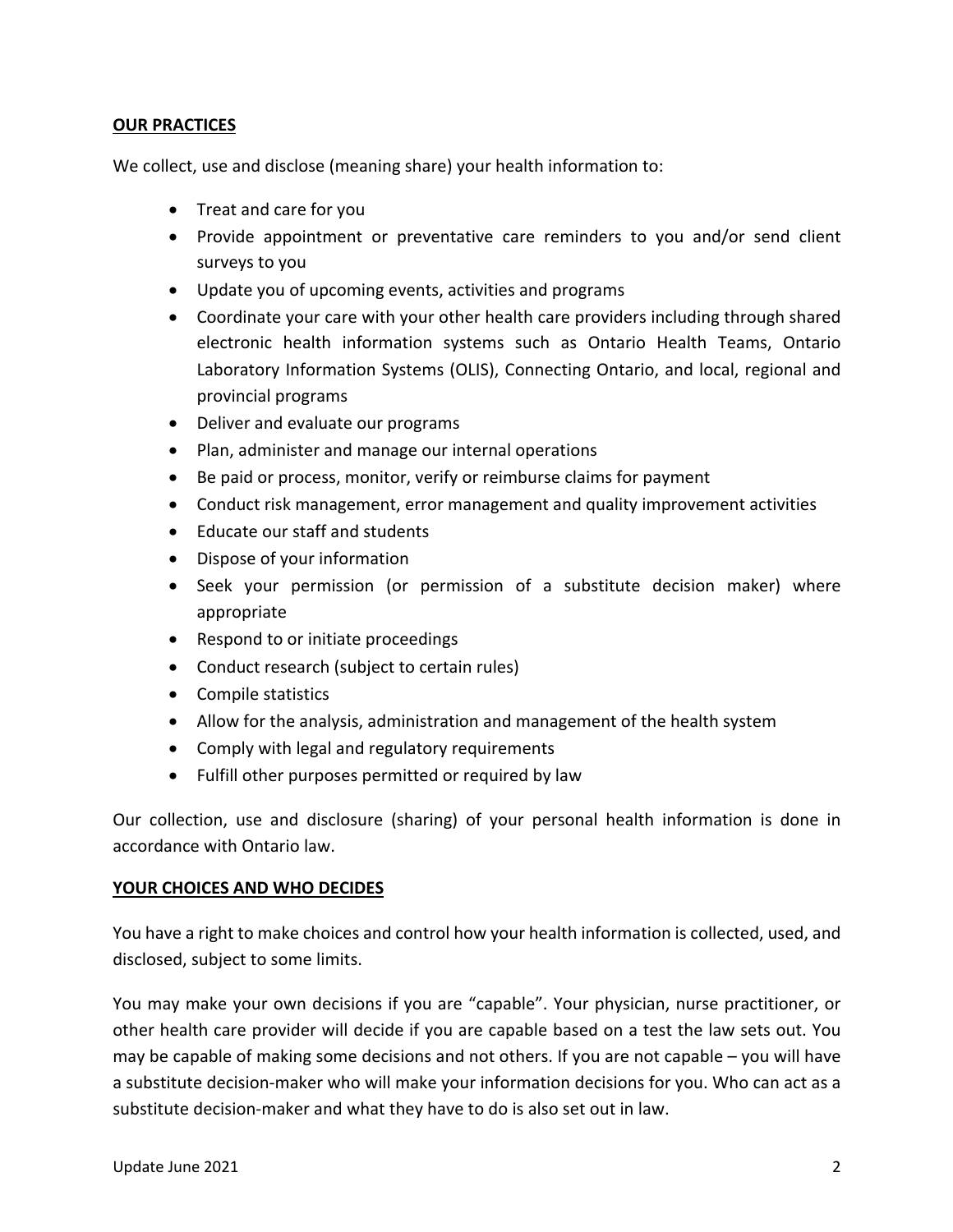## OUR PRACTICES

We collect, use and disclose (meaning share) your health information to:

- Treat and care for you
- Provide appointment or preventative care reminders to you and/or send client surveys to you
- Update you of upcoming events, activities and programs
- Coordinate your care with your other health care providers including through shared electronic health information systems such as Ontario Health Teams, Ontario Laboratory Information Systems (OLIS), Connecting Ontario, and local, regional and provincial programs
- Deliver and evaluate our programs
- Plan, administer and manage our internal operations
- Be paid or process, monitor, verify or reimburse claims for payment
- Conduct risk management, error management and quality improvement activities
- Educate our staff and students
- Dispose of your information
- Seek your permission (or permission of a substitute decision maker) where appropriate
- Respond to or initiate proceedings
- Conduct research (subject to certain rules)
- Compile statistics
- Allow for the analysis, administration and management of the health system
- Comply with legal and regulatory requirements
- Fulfill other purposes permitted or required by law

Our collection, use and disclosure (sharing) of your personal health information is done in accordance with Ontario law.

## YOUR CHOICES AND WHO DECIDES

You have a right to make choices and control how your health information is collected, used, and disclosed, subject to some limits.

You may make your own decisions if you are "capable". Your physician, nurse practitioner, or other health care provider will decide if you are capable based on a test the law sets out. You may be capable of making some decisions and not others. If you are not capable – you will have a substitute decision-maker who will make your information decisions for you. Who can act as a substitute decision-maker and what they have to do is also set out in law.

Update June 2021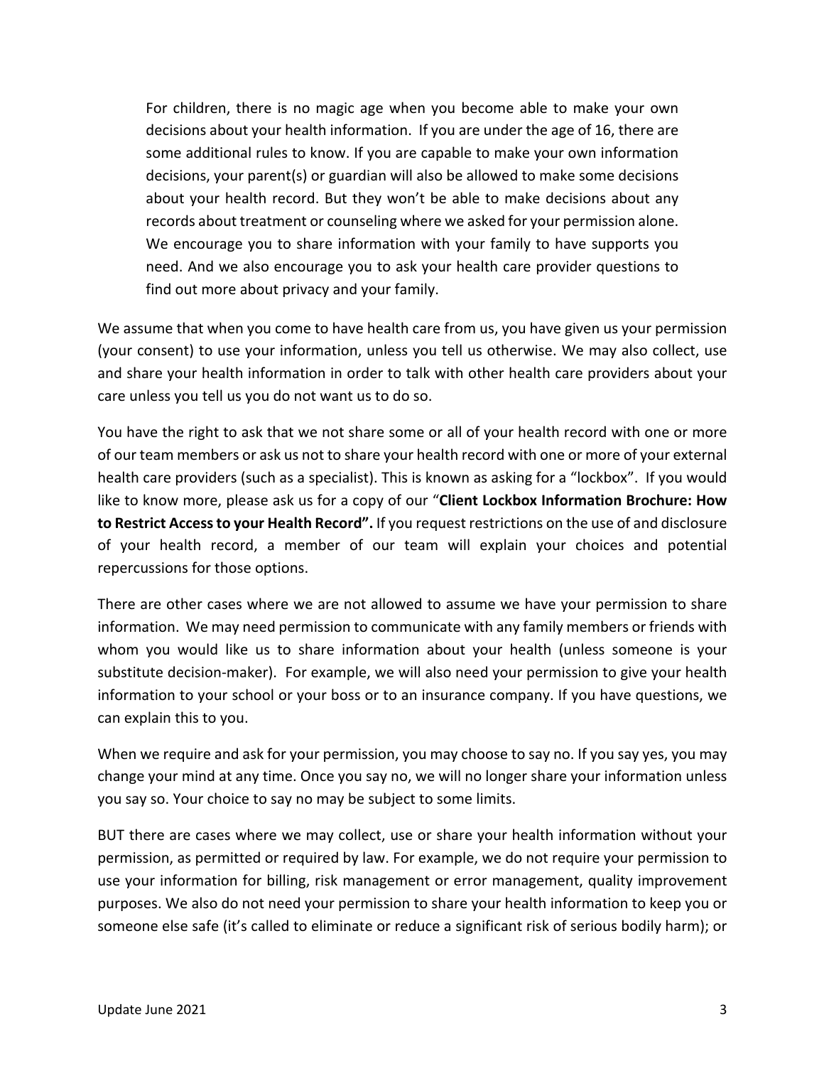> For children, there is no magic age when you become able to make your own decisions about your health information. If you are under the age of 16, there are some additional rules to know. If you are capable to make your own information decisions, your parent(s) or guardian will also be allowed to make some decisions about your health record. But they won't be able to make decisions about any records about treatment or counseling where we asked for your permission alone. We encourage you to share information with your family to have supports you need. And we also encourage you to ask your health care provider questions to find out more about privacy and your family.

We assume that when you come to have health care from us, you have given us your permission (your consent) to use your information, unless you tell us otherwise. We may also collect, use and share your health information in order to talk with other health care providers about your care unless you tell us you do not want us to do so.

You have the right to ask that we not share some or all of your health record with one or more of our team members or ask us not to share your health record with one or more of your external health care providers (such as a specialist). This is known as asking for a "lockbox". If you would like to know more, please ask us for a copy of our "**Client Lockbox Information Brochure: How to Restrict Access to your Health Record".** If you request restrictions on the use of and disclosure of your health record, a member of our team will explain your choices and potential repercussions for those options.

There are other cases where we are not allowed to assume we have your permission to share information. We may need permission to communicate with any family members or friends with whom you would like us to share information about your health (unless someone is your substitute decision-maker). For example, we will also need your permission to give your health information to your school or your boss or to an insurance company. If you have questions, we can explain this to you.

When we require and ask for your permission, you may choose to say no. If you say yes, you may change your mind at any time. Once you say no, we will no longer share your information unless you say so. Your choice to say no may be subject to some limits.

BUT there are cases where we may collect, use or share your health information without your permission, as permitted or required by law. For example, we do not require your permission to use your information for billing, risk management or error management, quality improvement purposes. We also do not need your permission to share your health information to keep you or someone else safe (it's called to eliminate or reduce a significant risk of serious bodily harm); or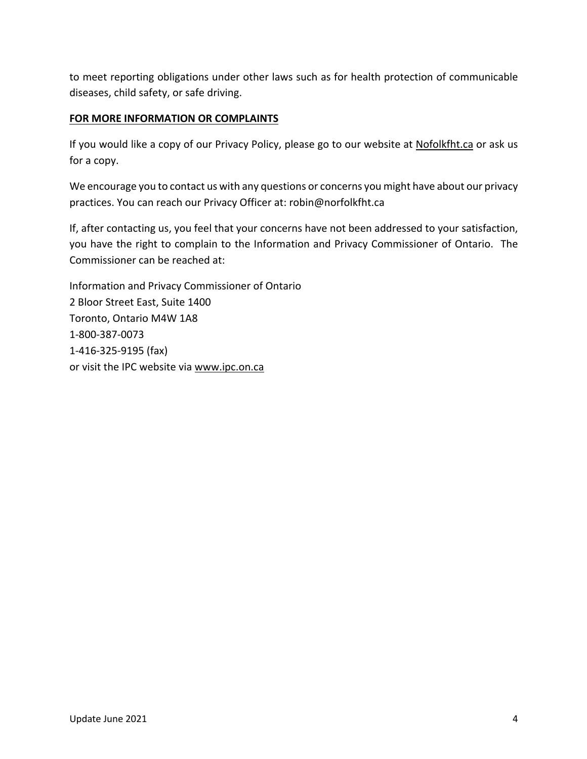to meet reporting obligations under other laws such as for health protection of communicable diseases, child safety, or safe driving.

**FOR MORE INFORMATION OR COMPLAINTS**

If you would like a copy of our Privacy Policy, please go to our website at Nofolkfht.ca or ask us for a copy.

We encourage you to contact us with any questions or concerns you might have about our privacy practices. You can reach our Privacy Officer at: robin@norfolkfht.ca

If, after contacting us, you feel that your concerns have not been addressed to your satisfaction, you have the right to complain to the Information and Privacy Commissioner of Ontario. The Commissioner can be reached at:

Information and Privacy Commissioner of Ontario
2 Bloor Street East, Suite 1400
Toronto, Ontario M4W 1A8
1-800-387-0073
1-416-325-9195 (fax)
or visit the IPC website via www.ipc.on.ca